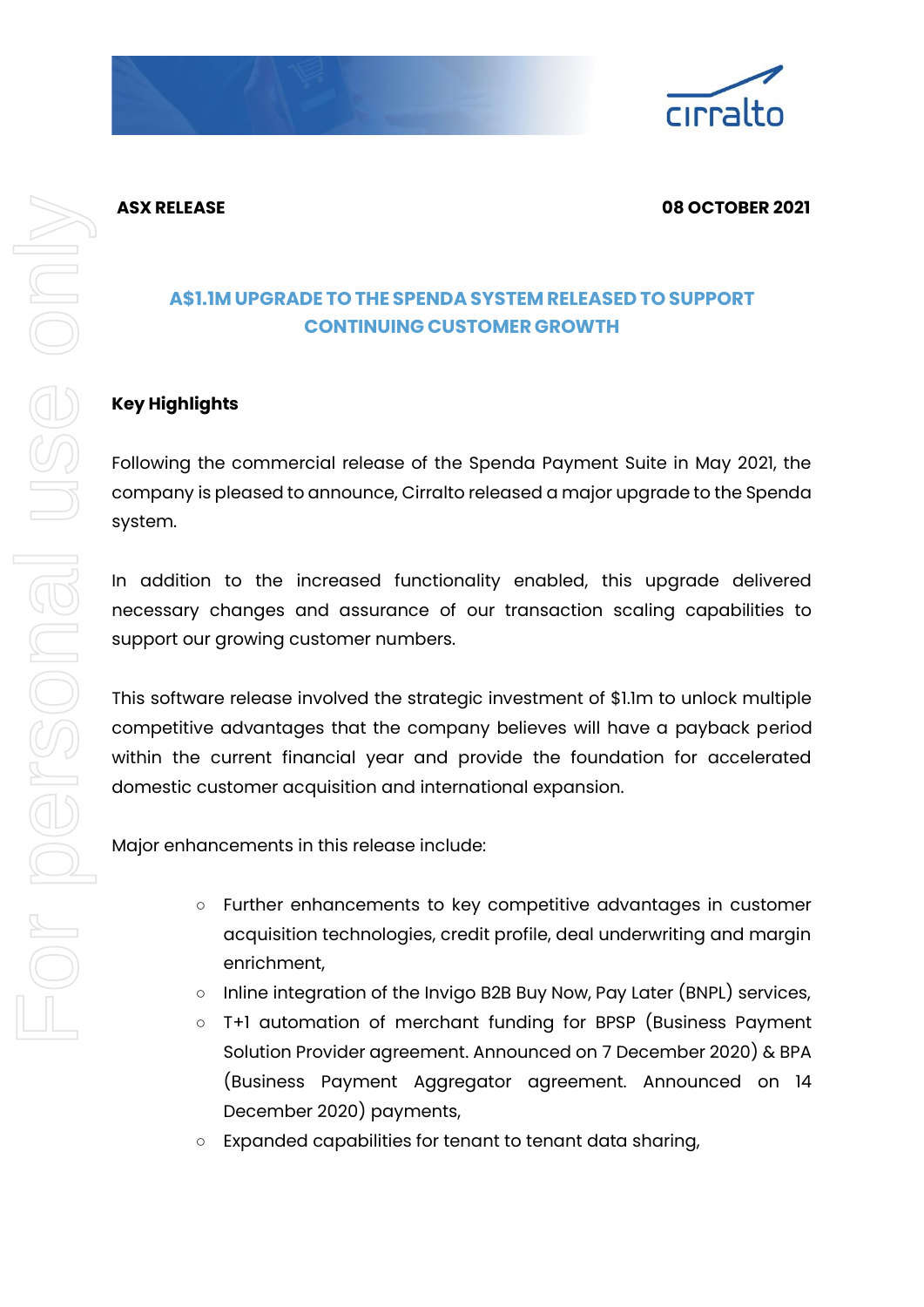**ASX RELEASE** **08 OCTOBER 2021**

## A$1.1M UPGRADE TO THE SPENDA SYSTEM RELEASED TO SUPPORT CONTINUING CUSTOMER GROWTH

**Key Highlights**

Following the commercial release of the Spenda Payment Suite in May 2021, the company is pleased to announce, Cirralto released a major upgrade to the Spenda system.

In addition to the increased functionality enabled, this upgrade delivered necessary changes and assurance of our transaction scaling capabilities to support our growing customer numbers.

This software release involved the strategic investment of $1.1m to unlock multiple competitive advantages that the company believes will have a payback period within the current financial year and provide the foundation for accelerated domestic customer acquisition and international expansion.

Major enhancements in this release include:

- Further enhancements to key competitive advantages in customer acquisition technologies, credit profile, deal underwriting and margin enrichment,
- Inline integration of the Invigo B2B Buy Now, Pay Later (BNPL) services,
- T+1 automation of merchant funding for BPSP (Business Payment Solution Provider agreement. Announced on 7 December 2020) & BPA (Business Payment Aggregator agreement. Announced on 14 December 2020) payments,
- Expanded capabilities for tenant to tenant data sharing,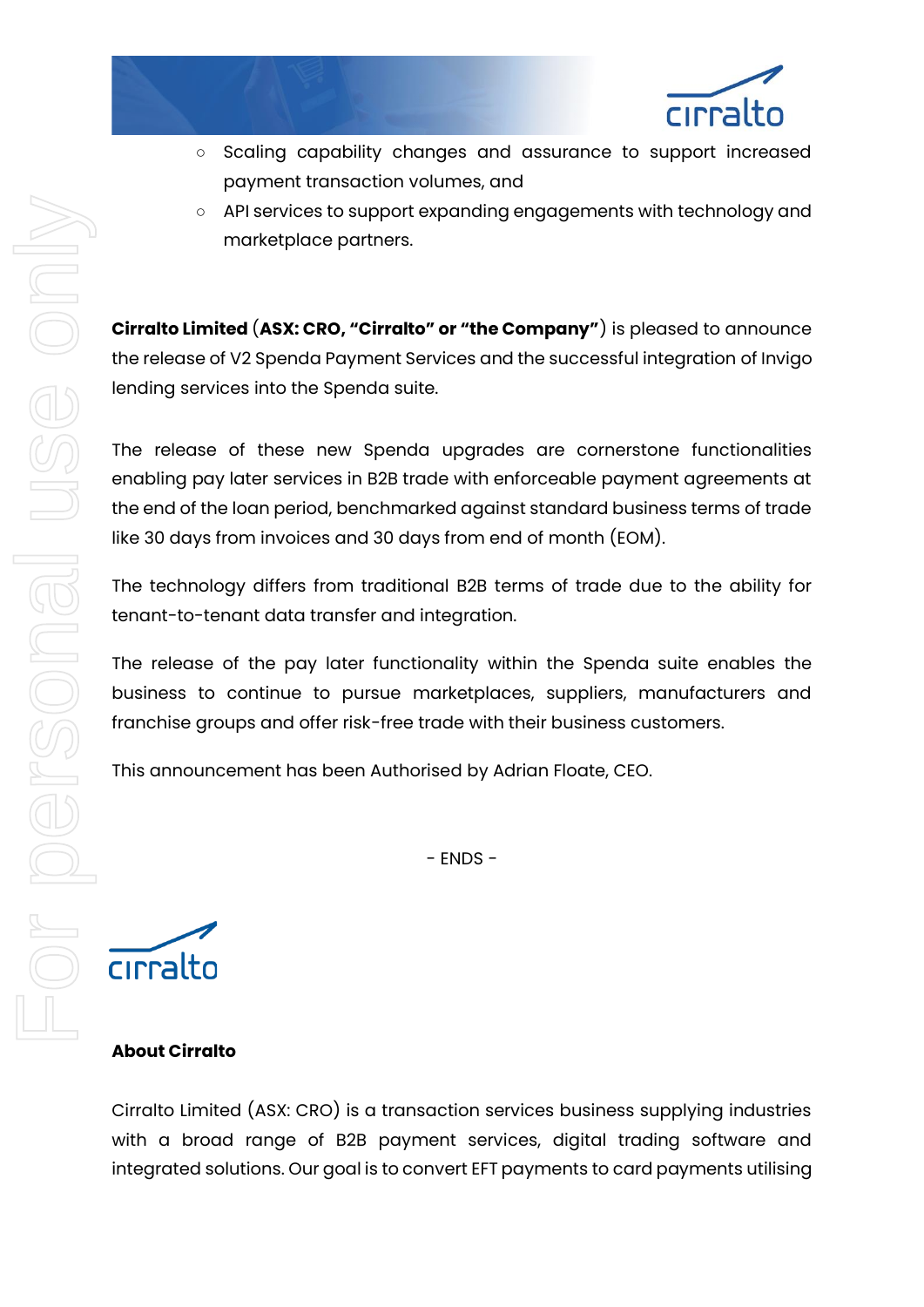- Scaling capability changes and assurance to support increased payment transaction volumes, and
- API services to support expanding engagements with technology and marketplace partners.

**Cirralto Limited** (**ASX: CRO, "Cirralto" or "the Company"**) is pleased to announce the release of V2 Spenda Payment Services and the successful integration of Invigo lending services into the Spenda suite.

The release of these new Spenda upgrades are cornerstone functionalities enabling pay later services in B2B trade with enforceable payment agreements at the end of the loan period, benchmarked against standard business terms of trade like 30 days from invoices and 30 days from end of month (EOM).

The technology differs from traditional B2B terms of trade due to the ability for tenant-to-tenant data transfer and integration.

The release of the pay later functionality within the Spenda suite enables the business to continue to pursue marketplaces, suppliers, manufacturers and franchise groups and offer risk-free trade with their business customers.

This announcement has been Authorised by Adrian Floate, CEO.

\- ENDS -

**About Cirralto**

Cirralto Limited (ASX: CRO) is a transaction services business supplying industries with a broad range of B2B payment services, digital trading software and integrated solutions. Our goal is to convert EFT payments to card payments utilising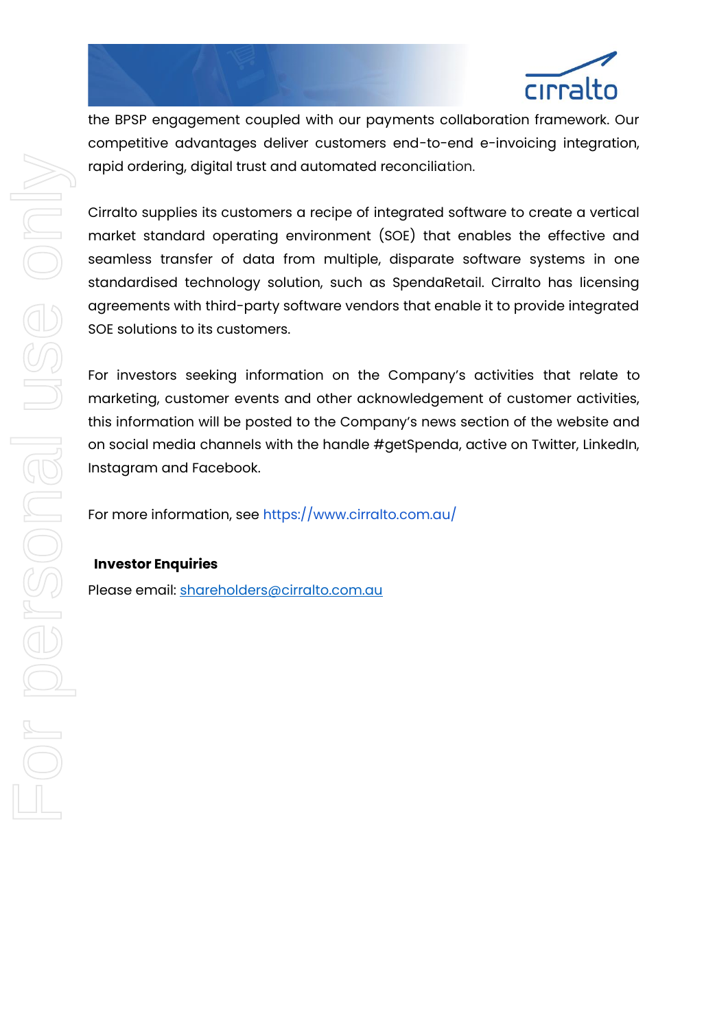the BPSP engagement coupled with our payments collaboration framework. Our competitive advantages deliver customers end-to-end e-invoicing integration, rapid ordering, digital trust and automated reconciliation.

Cirralto supplies its customers a recipe of integrated software to create a vertical market standard operating environment (SOE) that enables the effective and seamless transfer of data from multiple, disparate software systems in one standardised technology solution, such as SpendaRetail. Cirralto has licensing agreements with third-party software vendors that enable it to provide integrated SOE solutions to its customers.

For investors seeking information on the Company's activities that relate to marketing, customer events and other acknowledgement of customer activities, this information will be posted to the Company's news section of the website and on social media channels with the handle #getSpenda, active on Twitter, LinkedIn, Instagram and Facebook.

For more information, see https://www.cirralto.com.au/

**Investor Enquiries**

Please email: shareholders@cirralto.com.au